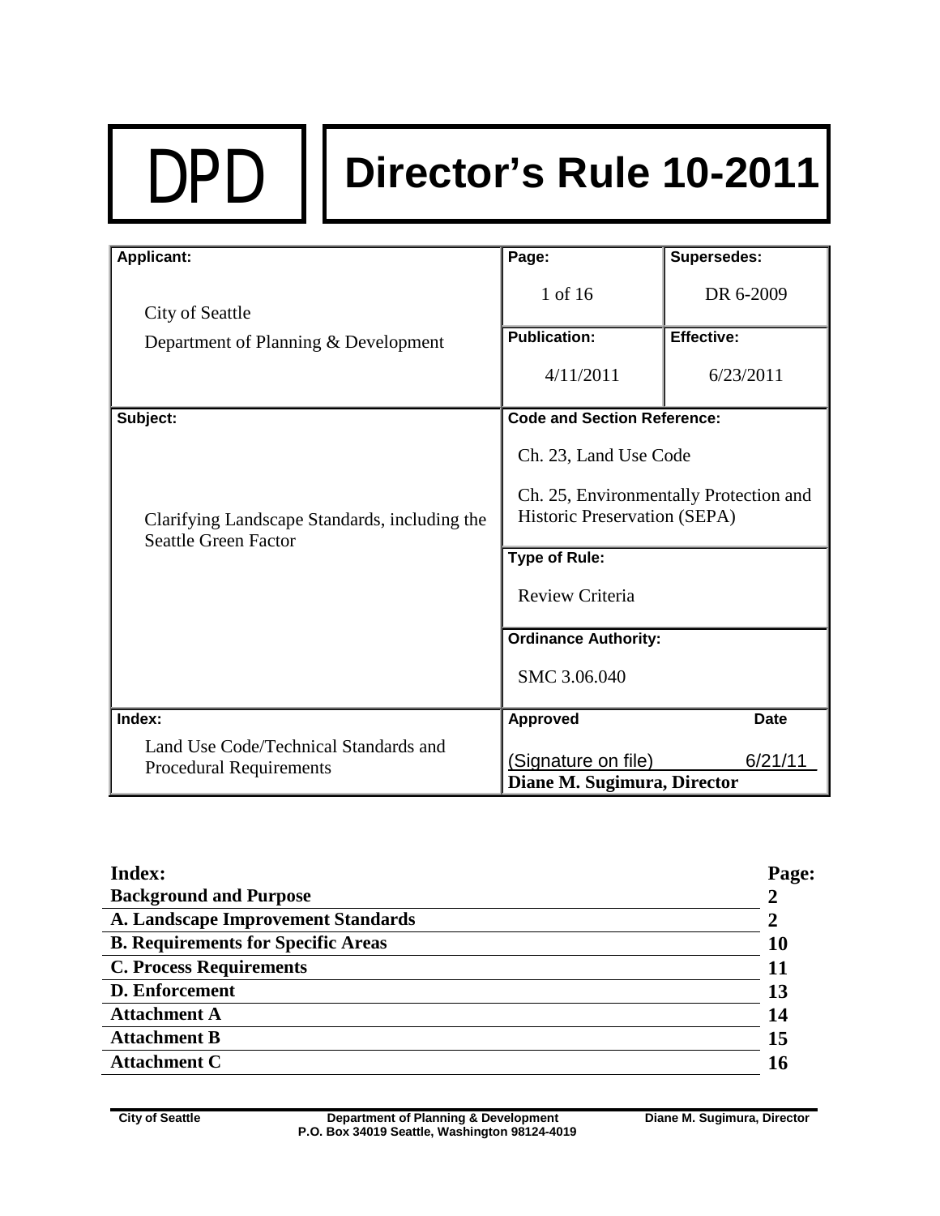# DPD Director's Rule 10-2011

| Applicant: | Page: | Supersedes: |
|---|---|---|
| City of Seattle<br>Department of Planning & Development | 1 of 16 | DR 6-2009 |
| | **Publication:** | **Effective:** |
| | 4/11/2011 | 6/23/2011 |
| **Subject:** | **Code and Section Reference:** | |
| Clarifying Landscape Standards, including the Seattle Green Factor | Ch. 23, Land Use Code<br>Ch. 25, Environmentally Protection and Historic Preservation (SEPA) | |
| | **Type of Rule:** | |
| | Review Criteria | |
| | **Ordinance Authority:** | |
| | SMC 3.06.040 | |
| **Index:** | **Approved** | **Date** |
| Land Use Code/Technical Standards and Procedural Requirements | (Signature on file)<br>**Diane M. Sugimura, Director** | 6/21/11 |

| Index: | Page: |
|---|---|
| **Background and Purpose** | **2** |
| **A. Landscape Improvement Standards** | **2** |
| **B. Requirements for Specific Areas** | **10** |
| **C. Process Requirements** | **11** |
| **D. Enforcement** | **13** |
| **Attachment A** | **14** |
| **Attachment B** | **15** |
| **Attachment C** | **16** |

City of Seattle — Department of Planning & Development — Diane M. Sugimura, Director
P.O. Box 34019 Seattle, Washington 98124-4019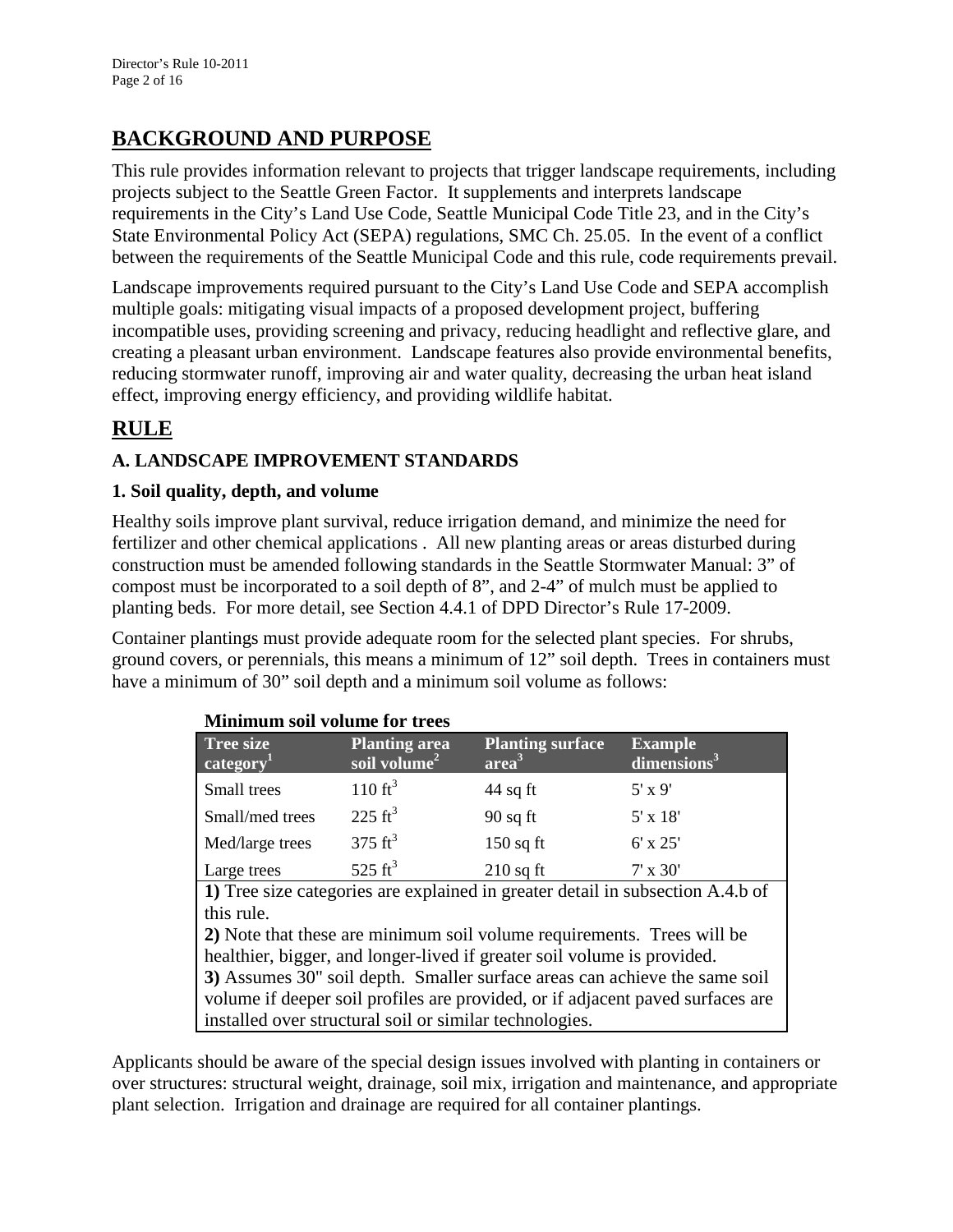## BACKGROUND AND PURPOSE

This rule provides information relevant to projects that trigger landscape requirements, including projects subject to the Seattle Green Factor. It supplements and interprets landscape requirements in the City's Land Use Code, Seattle Municipal Code Title 23, and in the City's State Environmental Policy Act (SEPA) regulations, SMC Ch. 25.05. In the event of a conflict between the requirements of the Seattle Municipal Code and this rule, code requirements prevail.

Landscape improvements required pursuant to the City's Land Use Code and SEPA accomplish multiple goals: mitigating visual impacts of a proposed development project, buffering incompatible uses, providing screening and privacy, reducing headlight and reflective glare, and creating a pleasant urban environment. Landscape features also provide environmental benefits, reducing stormwater runoff, improving air and water quality, decreasing the urban heat island effect, improving energy efficiency, and providing wildlife habitat.

## RULE

### A. LANDSCAPE IMPROVEMENT STANDARDS

#### 1. Soil quality, depth, and volume

Healthy soils improve plant survival, reduce irrigation demand, and minimize the need for fertilizer and other chemical applications . All new planting areas or areas disturbed during construction must be amended following standards in the Seattle Stormwater Manual: 3" of compost must be incorporated to a soil depth of 8", and 2-4" of mulch must be applied to planting beds. For more detail, see Section 4.4.1 of DPD Director's Rule 17-2009.

Container plantings must provide adequate room for the selected plant species. For shrubs, ground covers, or perennials, this means a minimum of 12" soil depth. Trees in containers must have a minimum of 30" soil depth and a minimum soil volume as follows:

**Minimum soil volume for trees**

| Tree size category[1] | Planting area soil volume[2] | Planting surface area[3] | Example dimensions[3] |
|---|---|---|---|
| Small trees | 110 $ft^3$ | 44 sq ft | 5' x 9' |
| Small/med trees | 225 $ft^3$ | 90 sq ft | 5' x 18' |
| Med/large trees | 375 $ft^3$ | 150 sq ft | 6' x 25' |
| Large trees | 525 $ft^3$ | 210 sq ft | 7' x 30' |

**1)** Tree size categories are explained in greater detail in subsection A.4.b of this rule.
**2)** Note that these are minimum soil volume requirements. Trees will be healthier, bigger, and longer-lived if greater soil volume is provided.
**3)** Assumes 30" soil depth. Smaller surface areas can achieve the same soil volume if deeper soil profiles are provided, or if adjacent paved surfaces are installed over structural soil or similar technologies.

Applicants should be aware of the special design issues involved with planting in containers or over structures: structural weight, drainage, soil mix, irrigation and maintenance, and appropriate plant selection. Irrigation and drainage are required for all container plantings.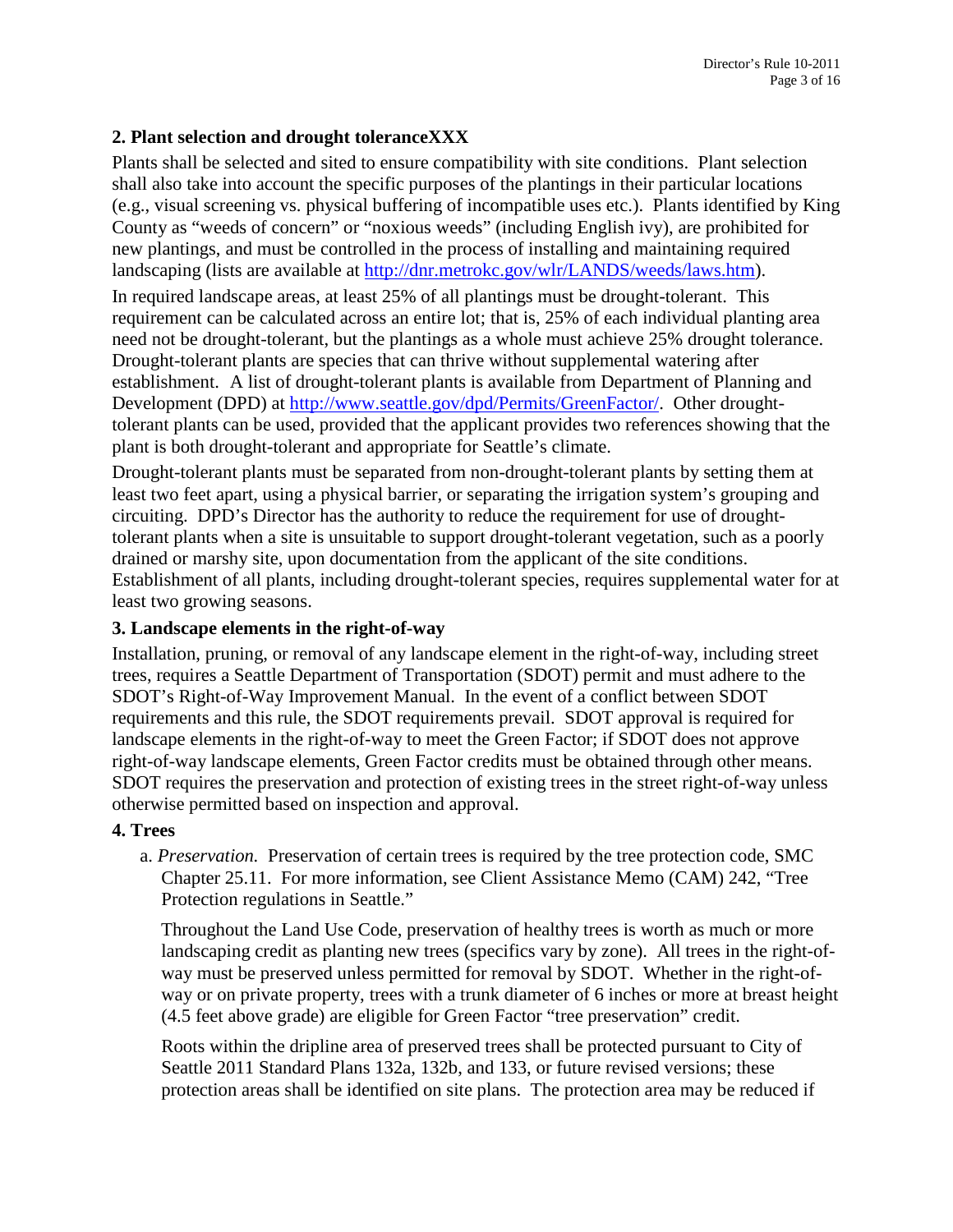**2. Plant selection and drought toleranceXXX**

Plants shall be selected and sited to ensure compatibility with site conditions. Plant selection shall also take into account the specific purposes of the plantings in their particular locations (e.g., visual screening vs. physical buffering of incompatible uses etc.). Plants identified by King County as "weeds of concern" or "noxious weeds" (including English ivy), are prohibited for new plantings, and must be controlled in the process of installing and maintaining required landscaping (lists are available at http://dnr.metrokc.gov/wlr/LANDS/weeds/laws.htm).

In required landscape areas, at least 25% of all plantings must be drought-tolerant. This requirement can be calculated across an entire lot; that is, 25% of each individual planting area need not be drought-tolerant, but the plantings as a whole must achieve 25% drought tolerance. Drought-tolerant plants are species that can thrive without supplemental watering after establishment. A list of drought-tolerant plants is available from Department of Planning and Development (DPD) at http://www.seattle.gov/dpd/Permits/GreenFactor/. Other drought-tolerant plants can be used, provided that the applicant provides two references showing that the plant is both drought-tolerant and appropriate for Seattle's climate.

Drought-tolerant plants must be separated from non-drought-tolerant plants by setting them at least two feet apart, using a physical barrier, or separating the irrigation system's grouping and circuiting. DPD's Director has the authority to reduce the requirement for use of drought-tolerant plants when a site is unsuitable to support drought-tolerant vegetation, such as a poorly drained or marshy site, upon documentation from the applicant of the site conditions. Establishment of all plants, including drought-tolerant species, requires supplemental water for at least two growing seasons.

**3. Landscape elements in the right-of-way**

Installation, pruning, or removal of any landscape element in the right-of-way, including street trees, requires a Seattle Department of Transportation (SDOT) permit and must adhere to the SDOT's Right-of-Way Improvement Manual. In the event of a conflict between SDOT requirements and this rule, the SDOT requirements prevail. SDOT approval is required for landscape elements in the right-of-way to meet the Green Factor; if SDOT does not approve right-of-way landscape elements, Green Factor credits must be obtained through other means. SDOT requires the preservation and protection of existing trees in the street right-of-way unless otherwise permitted based on inspection and approval.

**4. Trees**

a. *Preservation.* Preservation of certain trees is required by the tree protection code, SMC Chapter 25.11. For more information, see Client Assistance Memo (CAM) 242, "Tree Protection regulations in Seattle."

Throughout the Land Use Code, preservation of healthy trees is worth as much or more landscaping credit as planting new trees (specifics vary by zone). All trees in the right-of-way must be preserved unless permitted for removal by SDOT. Whether in the right-of-way or on private property, trees with a trunk diameter of 6 inches or more at breast height (4.5 feet above grade) are eligible for Green Factor "tree preservation" credit.

Roots within the dripline area of preserved trees shall be protected pursuant to City of Seattle 2011 Standard Plans 132a, 132b, and 133, or future revised versions; these protection areas shall be identified on site plans. The protection area may be reduced if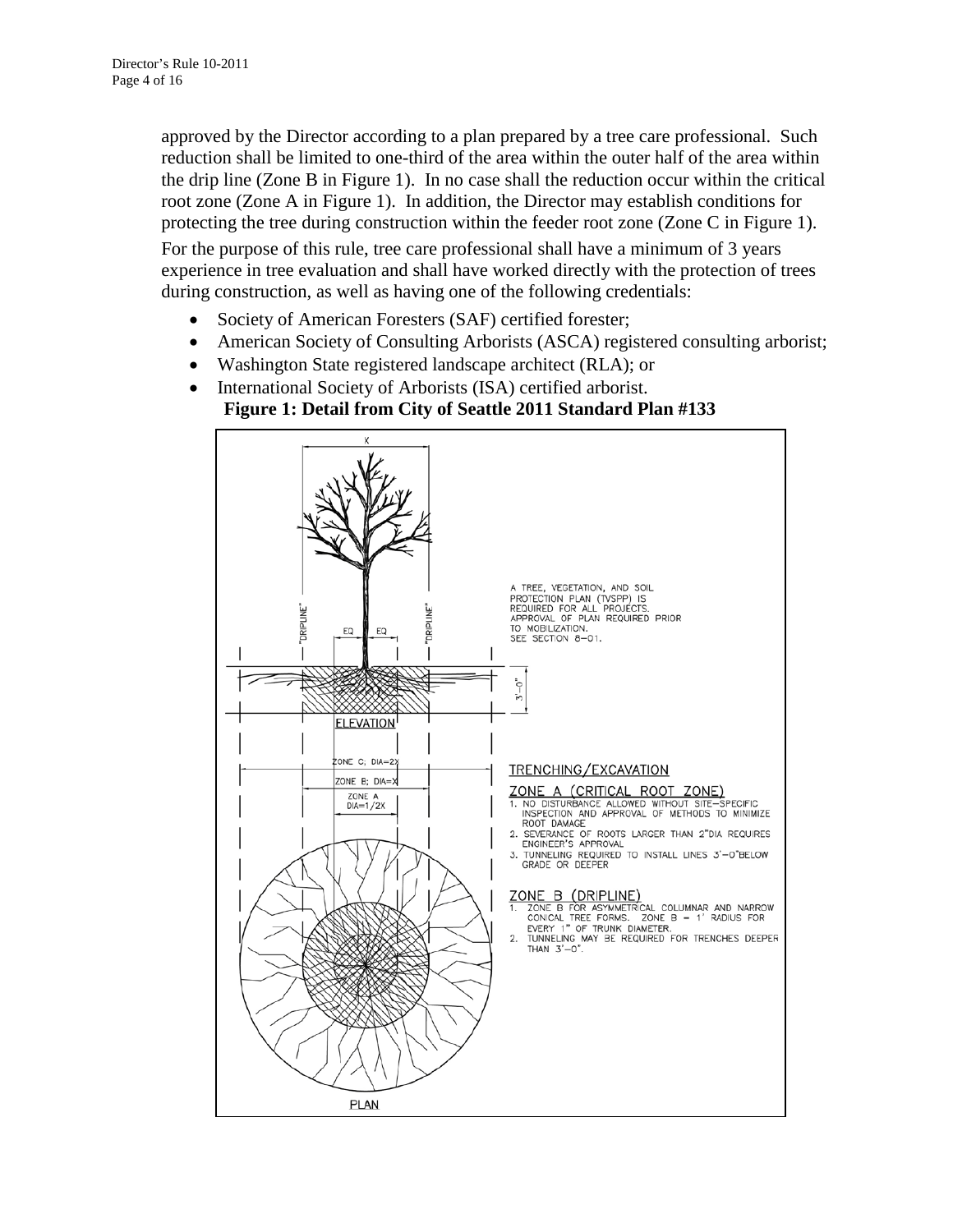approved by the Director according to a plan prepared by a tree care professional. Such reduction shall be limited to one-third of the area within the outer half of the area within the drip line (Zone B in Figure 1). In no case shall the reduction occur within the critical root zone (Zone A in Figure 1). In addition, the Director may establish conditions for protecting the tree during construction within the feeder root zone (Zone C in Figure 1).

For the purpose of this rule, tree care professional shall have a minimum of 3 years experience in tree evaluation and shall have worked directly with the protection of trees during construction, as well as having one of the following credentials:

- Society of American Foresters (SAF) certified forester;
- American Society of Consulting Arborists (ASCA) registered consulting arborist;
- Washington State registered landscape architect (RLA); or
- International Society of Arborists (ISA) certified arborist.

**Figure 1: Detail from City of Seattle 2011 Standard Plan #133**

A TREE, VEGETATION, AND SOIL PROTECTION PLAN (TVSPP) IS REQUIRED FOR ALL PROJECTS. APPROVAL OF PLAN REQUIRED PRIOR TO MOBILIZATION. SEE SECTION 8–01.

ELEVATION

ZONE C; DIA=2X

ZONE B; DIA=X

ZONE A DIA=1/2X

TRENCHING/EXCAVATION

ZONE A (CRITICAL ROOT ZONE)

1. NO DISTURBANCE ALLOWED WITHOUT SITE–SPECIFIC INSPECTION AND APPROVAL OF METHODS TO MINIMIZE ROOT DAMAGE
2. SEVERANCE OF ROOTS LARGER THAN 2"DIA REQUIRES ENGINEER'S APPROVAL
3. TUNNELING REQUIRED TO INSTALL LINES 3'–0"BELOW GRADE OR DEEPER

ZONE B (DRIPLINE)

1. ZONE B FOR ASYMMETRICAL COLUMNAR AND NARROW CONICAL TREE FORMS. ZONE B = 1' RADIUS FOR EVERY 1" OF TRUNK DIAMETER.
2. TUNNELING MAY BE REQUIRED FOR TRENCHES DEEPER THAN 3'–0".

PLAN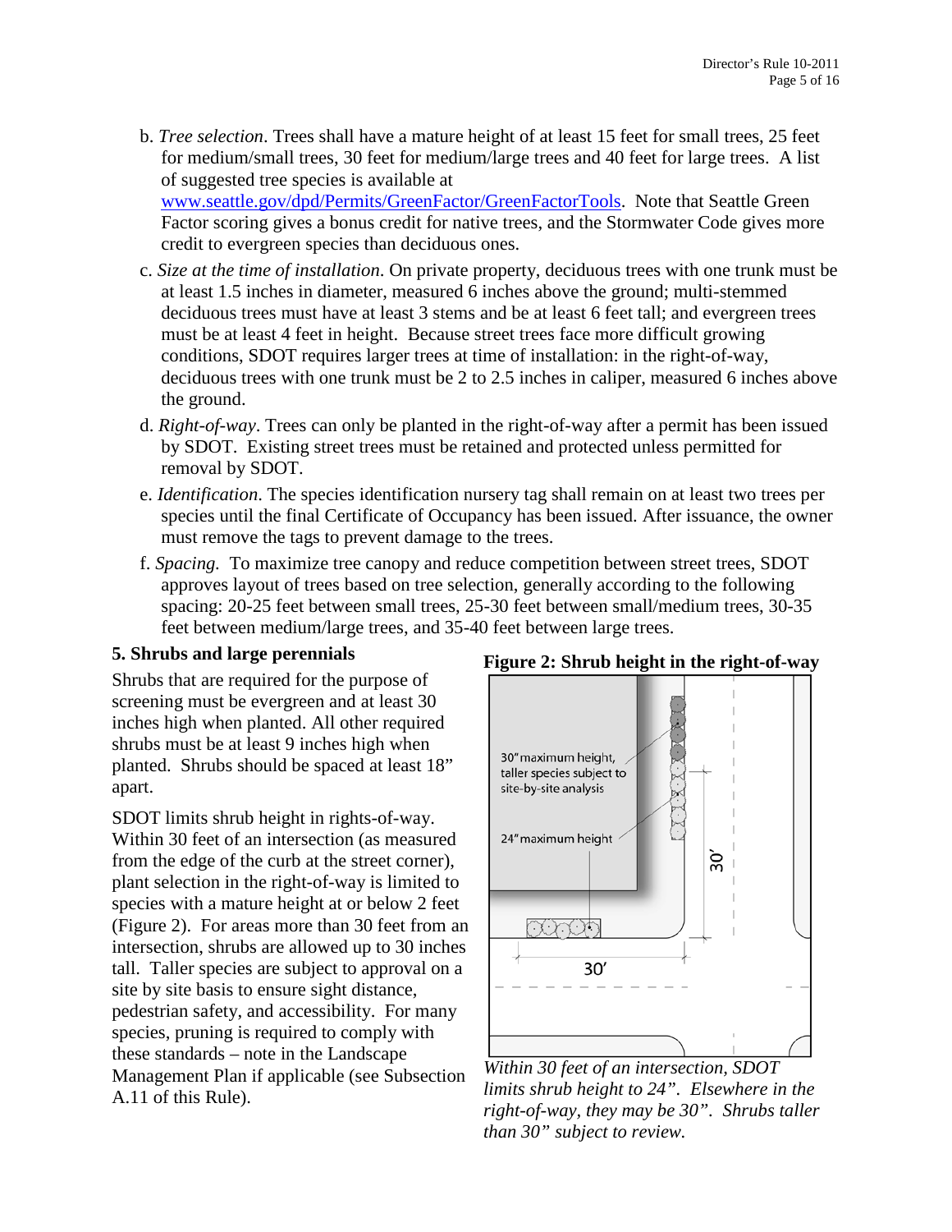b. *Tree selection*. Trees shall have a mature height of at least 15 feet for small trees, 25 feet for medium/small trees, 30 feet for medium/large trees and 40 feet for large trees. A list of suggested tree species is available at www.seattle.gov/dpd/Permits/GreenFactor/GreenFactorTools. Note that Seattle Green Factor scoring gives a bonus credit for native trees, and the Stormwater Code gives more credit to evergreen species than deciduous ones.

c. *Size at the time of installation*. On private property, deciduous trees with one trunk must be at least 1.5 inches in diameter, measured 6 inches above the ground; multi-stemmed deciduous trees must have at least 3 stems and be at least 6 feet tall; and evergreen trees must be at least 4 feet in height. Because street trees face more difficult growing conditions, SDOT requires larger trees at time of installation: in the right-of-way, deciduous trees with one trunk must be 2 to 2.5 inches in caliper, measured 6 inches above the ground.

d. *Right-of-way*. Trees can only be planted in the right-of-way after a permit has been issued by SDOT. Existing street trees must be retained and protected unless permitted for removal by SDOT.

e. *Identification*. The species identification nursery tag shall remain on at least two trees per species until the final Certificate of Occupancy has been issued. After issuance, the owner must remove the tags to prevent damage to the trees.

f. *Spacing.* To maximize tree canopy and reduce competition between street trees, SDOT approves layout of trees based on tree selection, generally according to the following spacing: 20-25 feet between small trees, 25-30 feet between small/medium trees, 30-35 feet between medium/large trees, and 35-40 feet between large trees.

### 5. Shrubs and large perennials

Shrubs that are required for the purpose of screening must be evergreen and at least 30 inches high when planted. All other required shrubs must be at least 9 inches high when planted. Shrubs should be spaced at least 18" apart.

SDOT limits shrub height in rights-of-way. Within 30 feet of an intersection (as measured from the edge of the curb at the street corner), plant selection in the right-of-way is limited to species with a mature height at or below 2 feet (Figure 2). For areas more than 30 feet from an intersection, shrubs are allowed up to 30 inches tall. Taller species are subject to approval on a site by site basis to ensure sight distance, pedestrian safety, and accessibility. For many species, pruning is required to comply with these standards – note in the Landscape Management Plan if applicable (see Subsection A.11 of this Rule).

**Figure 2: Shrub height in the right-of-way**

30" maximum height, taller species subject to site-by-site analysis

24" maximum height

30'

30'

*Within 30 feet of an intersection, SDOT limits shrub height to 24". Elsewhere in the right-of-way, they may be 30". Shrubs taller than 30" subject to review.*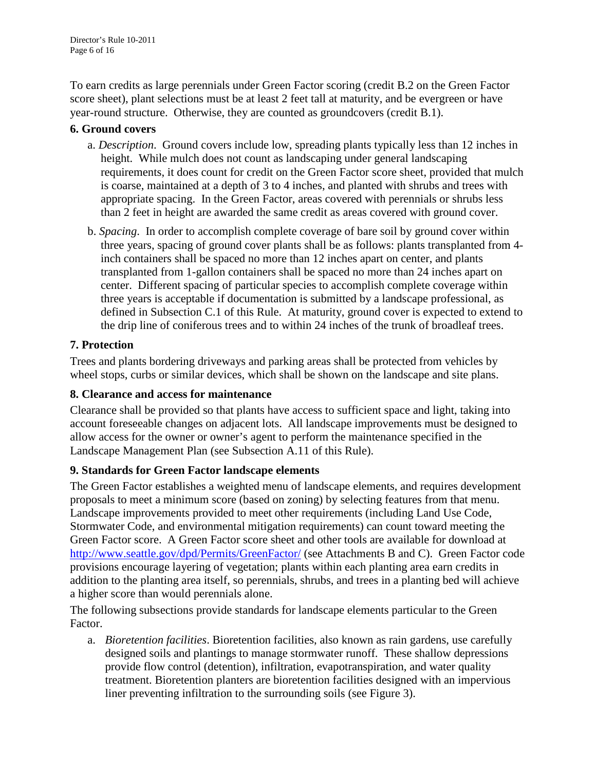To earn credits as large perennials under Green Factor scoring (credit B.2 on the Green Factor score sheet), plant selections must be at least 2 feet tall at maturity, and be evergreen or have year-round structure. Otherwise, they are counted as groundcovers (credit B.1).

### 6. Ground covers

a. *Description*. Ground covers include low, spreading plants typically less than 12 inches in height. While mulch does not count as landscaping under general landscaping requirements, it does count for credit on the Green Factor score sheet, provided that mulch is coarse, maintained at a depth of 3 to 4 inches, and planted with shrubs and trees with appropriate spacing. In the Green Factor, areas covered with perennials or shrubs less than 2 feet in height are awarded the same credit as areas covered with ground cover.

b. *Spacing*. In order to accomplish complete coverage of bare soil by ground cover within three years, spacing of ground cover plants shall be as follows: plants transplanted from 4-inch containers shall be spaced no more than 12 inches apart on center, and plants transplanted from 1-gallon containers shall be spaced no more than 24 inches apart on center. Different spacing of particular species to accomplish complete coverage within three years is acceptable if documentation is submitted by a landscape professional, as defined in Subsection C.1 of this Rule. At maturity, ground cover is expected to extend to the drip line of coniferous trees and to within 24 inches of the trunk of broadleaf trees.

### 7. Protection

Trees and plants bordering driveways and parking areas shall be protected from vehicles by wheel stops, curbs or similar devices, which shall be shown on the landscape and site plans.

### 8. Clearance and access for maintenance

Clearance shall be provided so that plants have access to sufficient space and light, taking into account foreseeable changes on adjacent lots. All landscape improvements must be designed to allow access for the owner or owner's agent to perform the maintenance specified in the Landscape Management Plan (see Subsection A.11 of this Rule).

### 9. Standards for Green Factor landscape elements

The Green Factor establishes a weighted menu of landscape elements, and requires development proposals to meet a minimum score (based on zoning) by selecting features from that menu. Landscape improvements provided to meet other requirements (including Land Use Code, Stormwater Code, and environmental mitigation requirements) can count toward meeting the Green Factor score. A Green Factor score sheet and other tools are available for download at http://www.seattle.gov/dpd/Permits/GreenFactor/ (see Attachments B and C). Green Factor code provisions encourage layering of vegetation; plants within each planting area earn credits in addition to the planting area itself, so perennials, shrubs, and trees in a planting bed will achieve a higher score than would perennials alone.

The following subsections provide standards for landscape elements particular to the Green Factor.

a. *Bioretention facilities*. Bioretention facilities, also known as rain gardens, use carefully designed soils and plantings to manage stormwater runoff. These shallow depressions provide flow control (detention), infiltration, evapotranspiration, and water quality treatment. Bioretention planters are bioretention facilities designed with an impervious liner preventing infiltration to the surrounding soils (see Figure 3).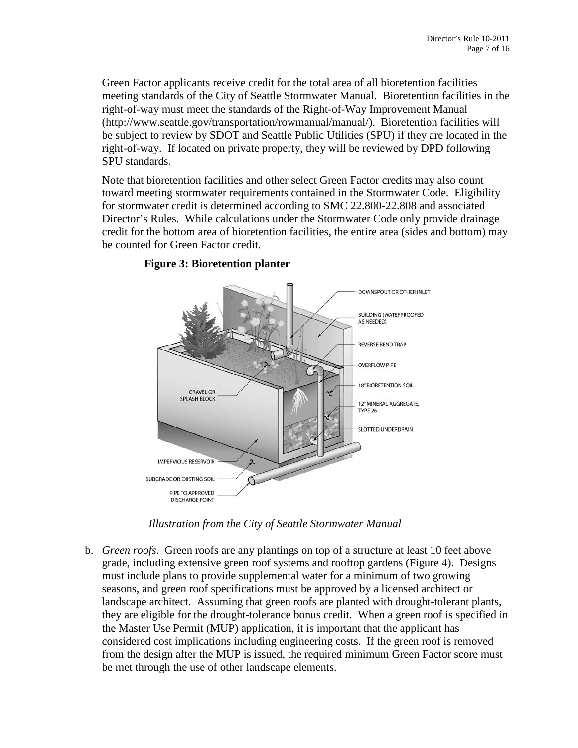Green Factor applicants receive credit for the total area of all bioretention facilities meeting standards of the City of Seattle Stormwater Manual. Bioretention facilities in the right-of-way must meet the standards of the Right-of-Way Improvement Manual (http://www.seattle.gov/transportation/rowmanual/manual/). Bioretention facilities will be subject to review by SDOT and Seattle Public Utilities (SPU) if they are located in the right-of-way. If located on private property, they will be reviewed by DPD following SPU standards.

Note that bioretention facilities and other select Green Factor credits may also count toward meeting stormwater requirements contained in the Stormwater Code. Eligibility for stormwater credit is determined according to SMC 22.800-22.808 and associated Director's Rules. While calculations under the Stormwater Code only provide drainage credit for the bottom area of bioretention facilities, the entire area (sides and bottom) may be counted for Green Factor credit.

**Figure 3: Bioretention planter**

*Illustration from the City of Seattle Stormwater Manual*

b. *Green roofs*. Green roofs are any plantings on top of a structure at least 10 feet above grade, including extensive green roof systems and rooftop gardens (Figure 4). Designs must include plans to provide supplemental water for a minimum of two growing seasons, and green roof specifications must be approved by a licensed architect or landscape architect. Assuming that green roofs are planted with drought-tolerant plants, they are eligible for the drought-tolerance bonus credit. When a green roof is specified in the Master Use Permit (MUP) application, it is important that the applicant has considered cost implications including engineering costs. If the green roof is removed from the design after the MUP is issued, the required minimum Green Factor score must be met through the use of other landscape elements.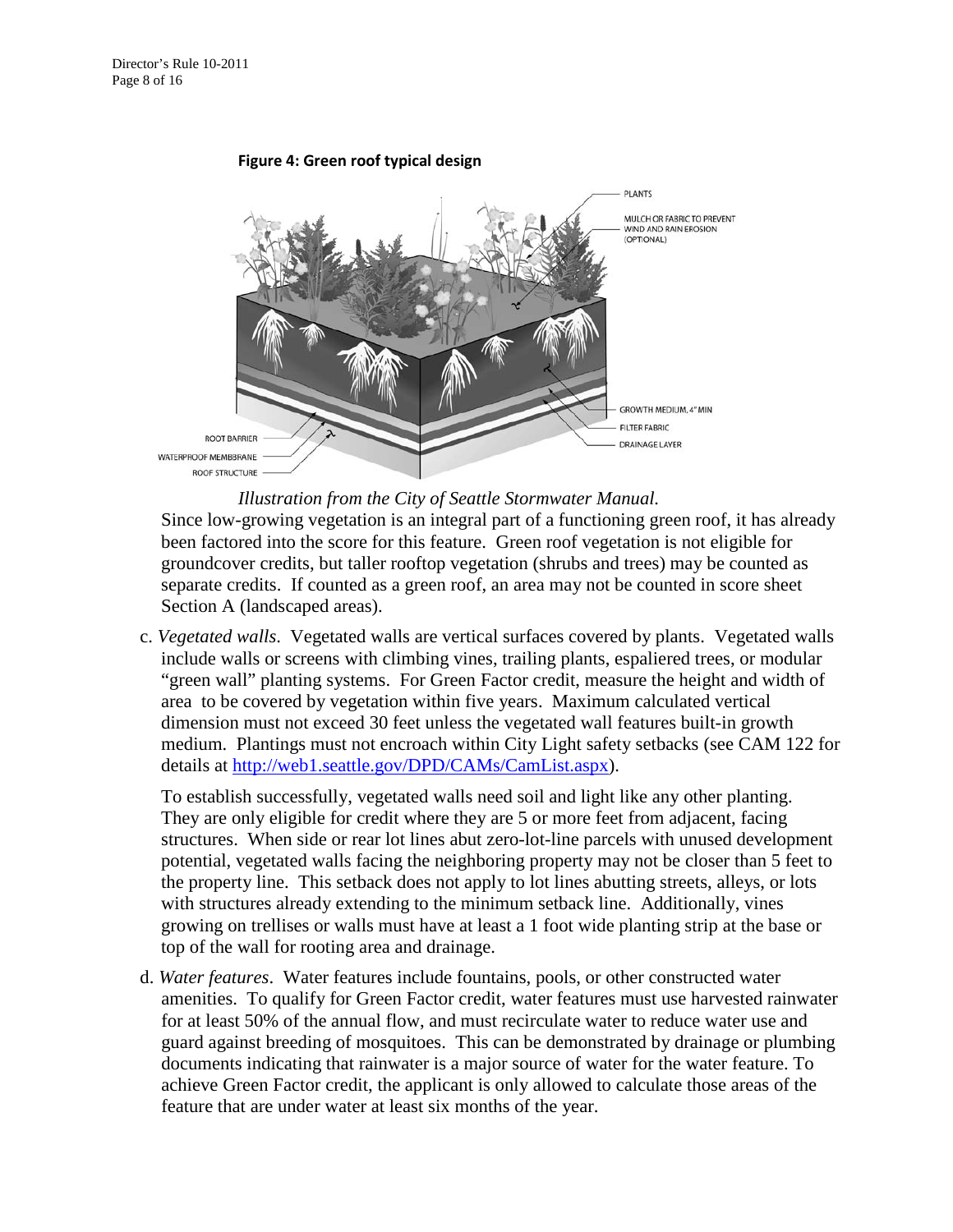**Figure 4: Green roof typical design**

*Illustration from the City of Seattle Stormwater Manual.*

Since low-growing vegetation is an integral part of a functioning green roof, it has already been factored into the score for this feature. Green roof vegetation is not eligible for groundcover credits, but taller rooftop vegetation (shrubs and trees) may be counted as separate credits. If counted as a green roof, an area may not be counted in score sheet Section A (landscaped areas).

c. *Vegetated walls*. Vegetated walls are vertical surfaces covered by plants. Vegetated walls include walls or screens with climbing vines, trailing plants, espaliered trees, or modular "green wall" planting systems. For Green Factor credit, measure the height and width of area to be covered by vegetation within five years. Maximum calculated vertical dimension must not exceed 30 feet unless the vegetated wall features built-in growth medium. Plantings must not encroach within City Light safety setbacks (see CAM 122 for details at [http://web1.seattle.gov/DPD/CAMs/CamList.aspx](http://web1.seattle.gov/DPD/CAMs/CamList.aspx)).

To establish successfully, vegetated walls need soil and light like any other planting. They are only eligible for credit where they are 5 or more feet from adjacent, facing structures. When side or rear lot lines abut zero-lot-line parcels with unused development potential, vegetated walls facing the neighboring property may not be closer than 5 feet to the property line. This setback does not apply to lot lines abutting streets, alleys, or lots with structures already extending to the minimum setback line. Additionally, vines growing on trellises or walls must have at least a 1 foot wide planting strip at the base or top of the wall for rooting area and drainage.

d. *Water features*. Water features include fountains, pools, or other constructed water amenities. To qualify for Green Factor credit, water features must use harvested rainwater for at least 50% of the annual flow, and must recirculate water to reduce water use and guard against breeding of mosquitoes. This can be demonstrated by drainage or plumbing documents indicating that rainwater is a major source of water for the water feature. To achieve Green Factor credit, the applicant is only allowed to calculate those areas of the feature that are under water at least six months of the year.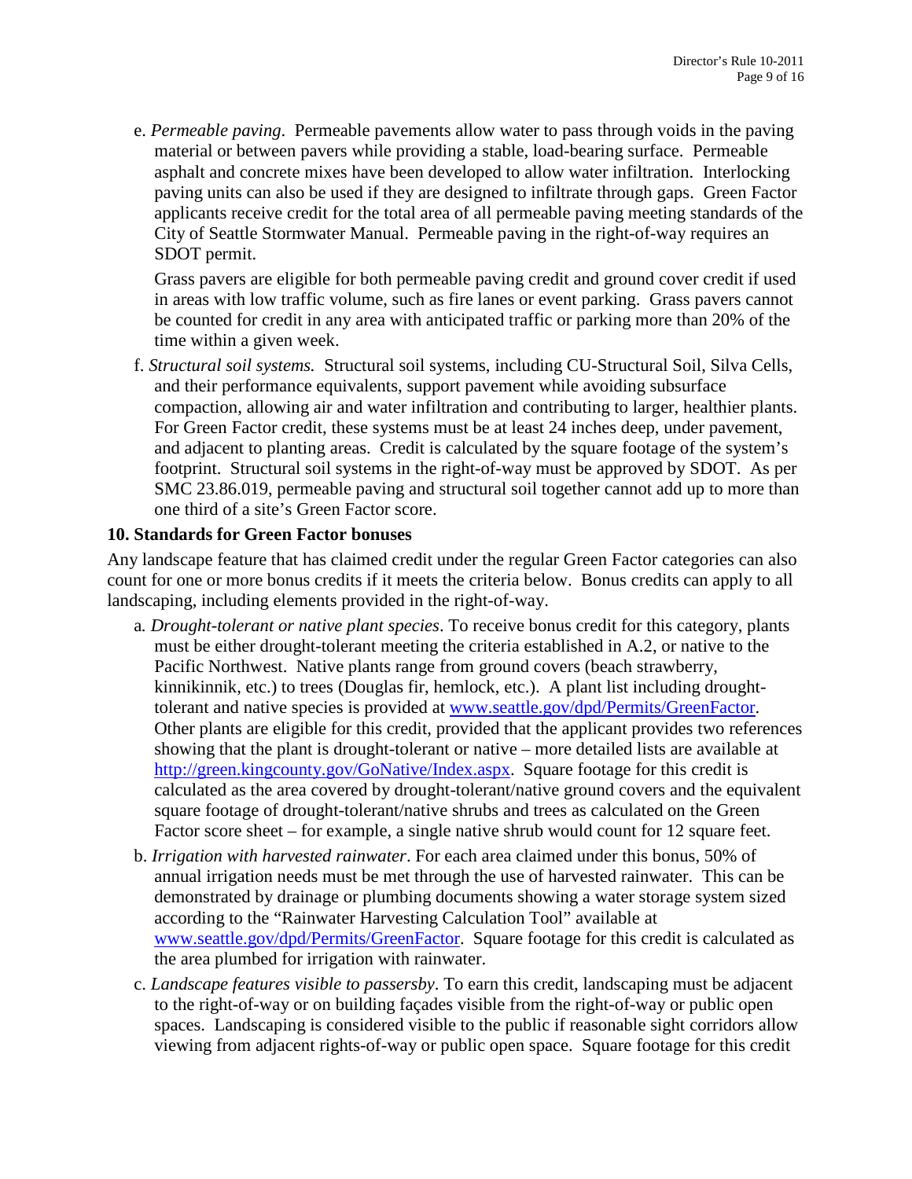e. *Permeable paving*. Permeable pavements allow water to pass through voids in the paving material or between pavers while providing a stable, load-bearing surface. Permeable asphalt and concrete mixes have been developed to allow water infiltration. Interlocking paving units can also be used if they are designed to infiltrate through gaps. Green Factor applicants receive credit for the total area of all permeable paving meeting standards of the City of Seattle Stormwater Manual. Permeable paving in the right-of-way requires an SDOT permit.

   Grass pavers are eligible for both permeable paving credit and ground cover credit if used in areas with low traffic volume, such as fire lanes or event parking. Grass pavers cannot be counted for credit in any area with anticipated traffic or parking more than 20% of the time within a given week.

f. *Structural soil systems.* Structural soil systems, including CU-Structural Soil, Silva Cells, and their performance equivalents, support pavement while avoiding subsurface compaction, allowing air and water infiltration and contributing to larger, healthier plants. For Green Factor credit, these systems must be at least 24 inches deep, under pavement, and adjacent to planting areas. Credit is calculated by the square footage of the system's footprint. Structural soil systems in the right-of-way must be approved by SDOT. As per SMC 23.86.019, permeable paving and structural soil together cannot add up to more than one third of a site's Green Factor score.

**10. Standards for Green Factor bonuses**

Any landscape feature that has claimed credit under the regular Green Factor categories can also count for one or more bonus credits if it meets the criteria below. Bonus credits can apply to all landscaping, including elements provided in the right-of-way.

a. *Drought-tolerant or native plant species*. To receive bonus credit for this category, plants must be either drought-tolerant meeting the criteria established in A.2, or native to the Pacific Northwest. Native plants range from ground covers (beach strawberry, kinnikinnik, etc.) to trees (Douglas fir, hemlock, etc.). A plant list including drought-tolerant and native species is provided at www.seattle.gov/dpd/Permits/GreenFactor. Other plants are eligible for this credit, provided that the applicant provides two references showing that the plant is drought-tolerant or native – more detailed lists are available at http://green.kingcounty.gov/GoNative/Index.aspx. Square footage for this credit is calculated as the area covered by drought-tolerant/native ground covers and the equivalent square footage of drought-tolerant/native shrubs and trees as calculated on the Green Factor score sheet – for example, a single native shrub would count for 12 square feet.

b. *Irrigation with harvested rainwater*. For each area claimed under this bonus, 50% of annual irrigation needs must be met through the use of harvested rainwater. This can be demonstrated by drainage or plumbing documents showing a water storage system sized according to the "Rainwater Harvesting Calculation Tool" available at www.seattle.gov/dpd/Permits/GreenFactor. Square footage for this credit is calculated as the area plumbed for irrigation with rainwater.

c. *Landscape features visible to passersby*. To earn this credit, landscaping must be adjacent to the right-of-way or on building façades visible from the right-of-way or public open spaces. Landscaping is considered visible to the public if reasonable sight corridors allow viewing from adjacent rights-of-way or public open space. Square footage for this credit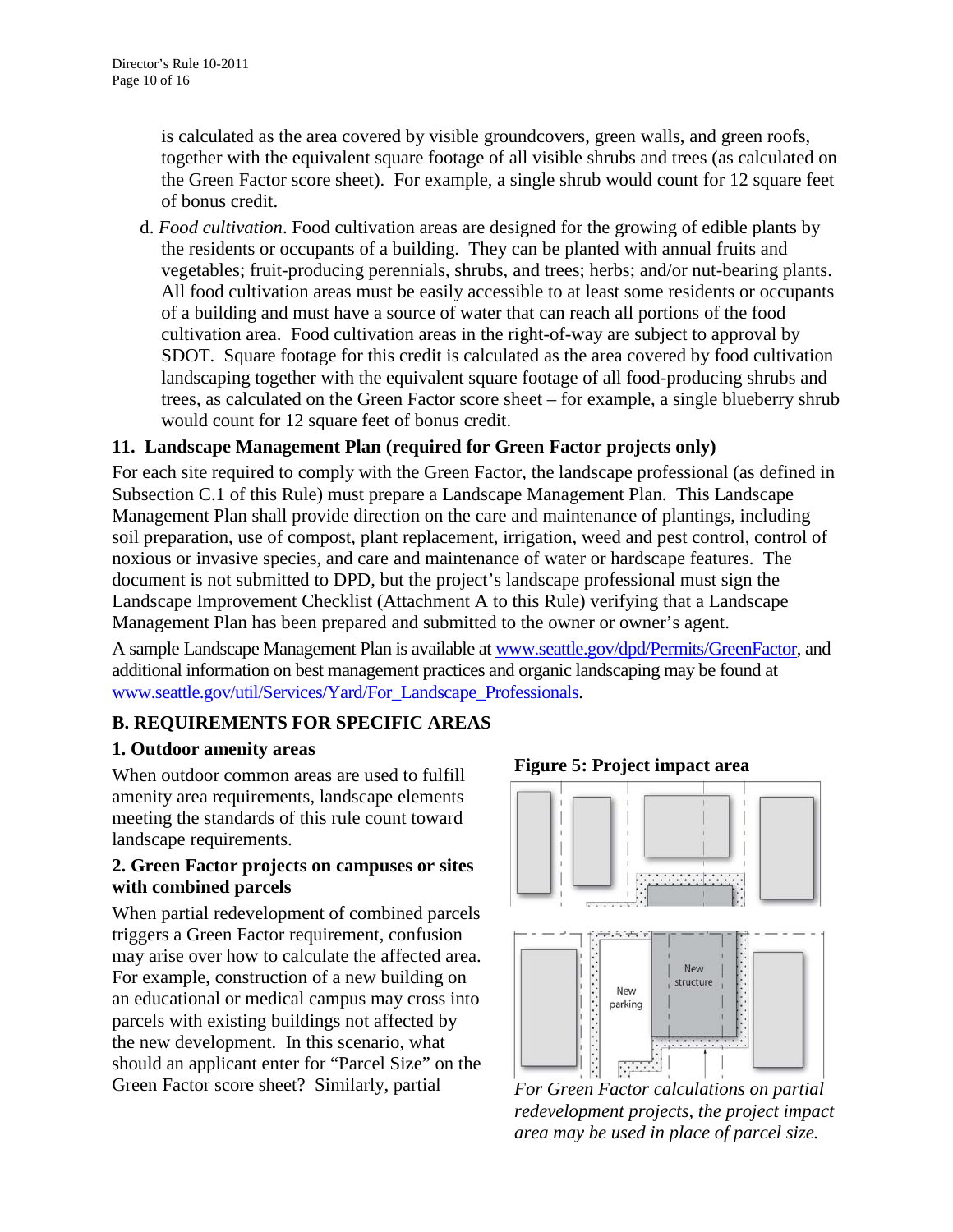is calculated as the area covered by visible groundcovers, green walls, and green roofs, together with the equivalent square footage of all visible shrubs and trees (as calculated on the Green Factor score sheet). For example, a single shrub would count for 12 square feet of bonus credit.

d. *Food cultivation*. Food cultivation areas are designed for the growing of edible plants by the residents or occupants of a building. They can be planted with annual fruits and vegetables; fruit-producing perennials, shrubs, and trees; herbs; and/or nut-bearing plants. All food cultivation areas must be easily accessible to at least some residents or occupants of a building and must have a source of water that can reach all portions of the food cultivation area. Food cultivation areas in the right-of-way are subject to approval by SDOT. Square footage for this credit is calculated as the area covered by food cultivation landscaping together with the equivalent square footage of all food-producing shrubs and trees, as calculated on the Green Factor score sheet – for example, a single blueberry shrub would count for 12 square feet of bonus credit.

### 11. Landscape Management Plan (required for Green Factor projects only)

For each site required to comply with the Green Factor, the landscape professional (as defined in Subsection C.1 of this Rule) must prepare a Landscape Management Plan. This Landscape Management Plan shall provide direction on the care and maintenance of plantings, including soil preparation, use of compost, plant replacement, irrigation, weed and pest control, control of noxious or invasive species, and care and maintenance of water or hardscape features. The document is not submitted to DPD, but the project's landscape professional must sign the Landscape Improvement Checklist (Attachment A to this Rule) verifying that a Landscape Management Plan has been prepared and submitted to the owner or owner's agent.

A sample Landscape Management Plan is available at www.seattle.gov/dpd/Permits/GreenFactor, and additional information on best management practices and organic landscaping may be found at www.seattle.gov/util/Services/Yard/For_Landscape_Professionals.

## B. REQUIREMENTS FOR SPECIFIC AREAS

### 1. Outdoor amenity areas

When outdoor common areas are used to fulfill amenity area requirements, landscape elements meeting the standards of this rule count toward landscape requirements.

### 2. Green Factor projects on campuses or sites with combined parcels

When partial redevelopment of combined parcels triggers a Green Factor requirement, confusion may arise over how to calculate the affected area. For example, construction of a new building on an educational or medical campus may cross into parcels with existing buildings not affected by the new development. In this scenario, what should an applicant enter for "Parcel Size" on the Green Factor score sheet? Similarly, partial

**Figure 5: Project impact area**

*For Green Factor calculations on partial redevelopment projects, the project impact area may be used in place of parcel size.*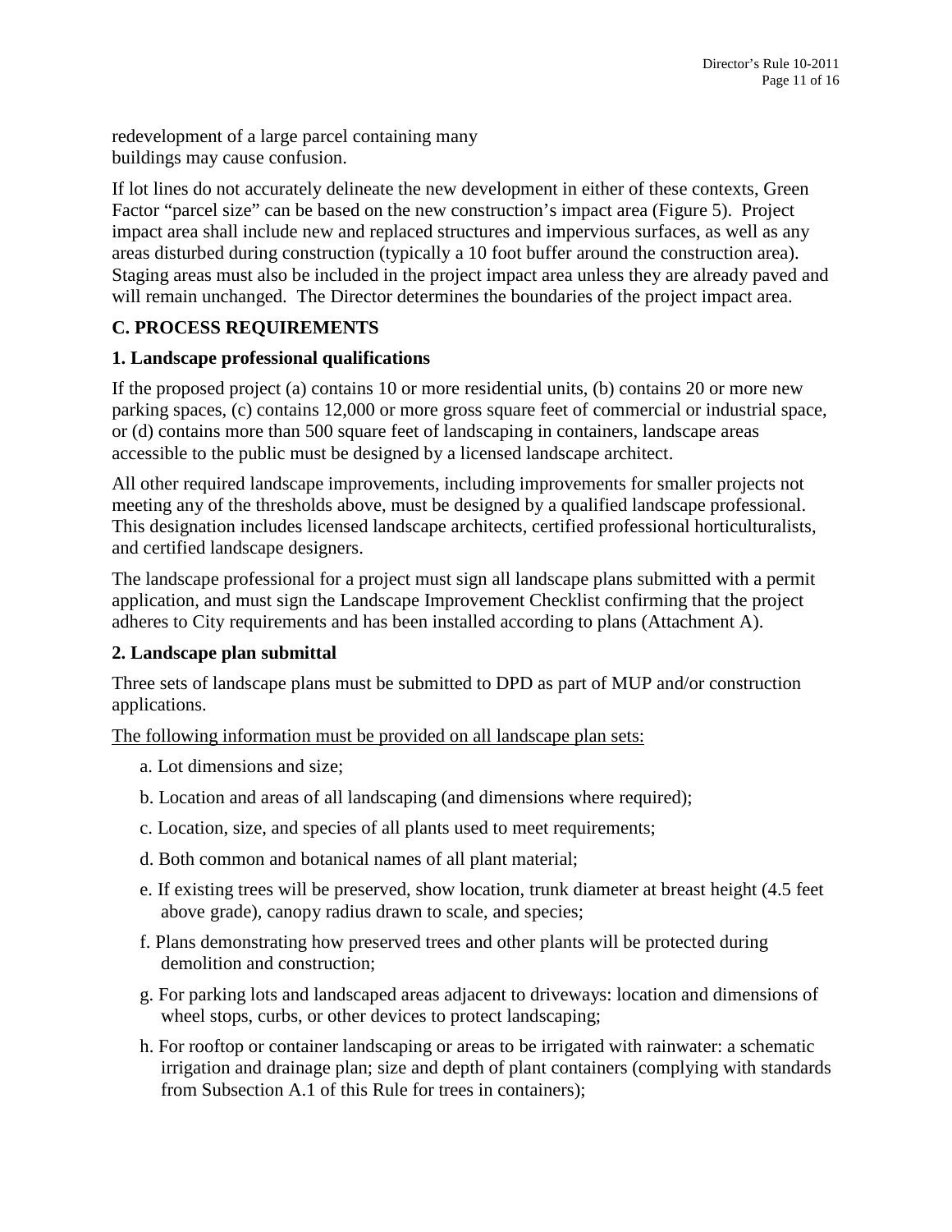redevelopment of a large parcel containing many buildings may cause confusion.

If lot lines do not accurately delineate the new development in either of these contexts, Green Factor "parcel size" can be based on the new construction's impact area (Figure 5). Project impact area shall include new and replaced structures and impervious surfaces, as well as any areas disturbed during construction (typically a 10 foot buffer around the construction area). Staging areas must also be included in the project impact area unless they are already paved and will remain unchanged. The Director determines the boundaries of the project impact area.

## C. PROCESS REQUIREMENTS

### 1. Landscape professional qualifications

If the proposed project (a) contains 10 or more residential units, (b) contains 20 or more new parking spaces, (c) contains 12,000 or more gross square feet of commercial or industrial space, or (d) contains more than 500 square feet of landscaping in containers, landscape areas accessible to the public must be designed by a licensed landscape architect.

All other required landscape improvements, including improvements for smaller projects not meeting any of the thresholds above, must be designed by a qualified landscape professional. This designation includes licensed landscape architects, certified professional horticulturalists, and certified landscape designers.

The landscape professional for a project must sign all landscape plans submitted with a permit application, and must sign the Landscape Improvement Checklist confirming that the project adheres to City requirements and has been installed according to plans (Attachment A).

### 2. Landscape plan submittal

Three sets of landscape plans must be submitted to DPD as part of MUP and/or construction applications.

<u>The following information must be provided on all landscape plan sets:</u>

a. Lot dimensions and size;

b. Location and areas of all landscaping (and dimensions where required);

c. Location, size, and species of all plants used to meet requirements;

d. Both common and botanical names of all plant material;

e. If existing trees will be preserved, show location, trunk diameter at breast height (4.5 feet above grade), canopy radius drawn to scale, and species;

f. Plans demonstrating how preserved trees and other plants will be protected during demolition and construction;

g. For parking lots and landscaped areas adjacent to driveways: location and dimensions of wheel stops, curbs, or other devices to protect landscaping;

h. For rooftop or container landscaping or areas to be irrigated with rainwater: a schematic irrigation and drainage plan; size and depth of plant containers (complying with standards from Subsection A.1 of this Rule for trees in containers);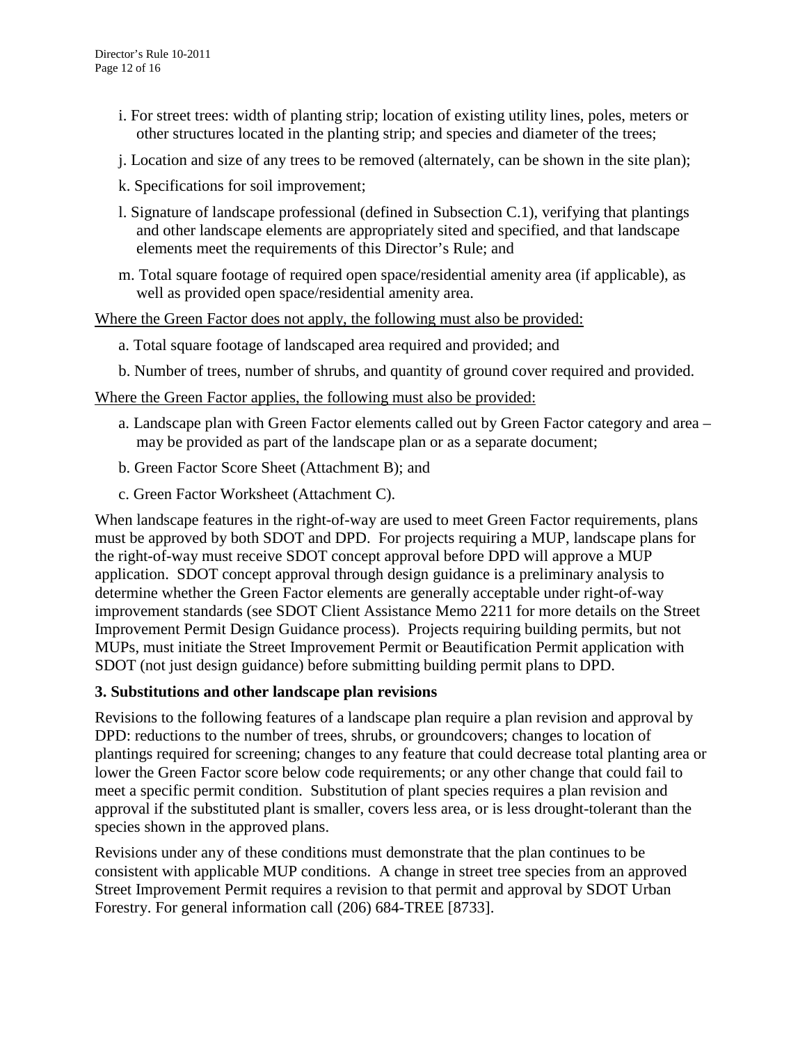i. For street trees: width of planting strip; location of existing utility lines, poles, meters or other structures located in the planting strip; and species and diameter of the trees;

j. Location and size of any trees to be removed (alternately, can be shown in the site plan);

k. Specifications for soil improvement;

l. Signature of landscape professional (defined in Subsection C.1), verifying that plantings and other landscape elements are appropriately sited and specified, and that landscape elements meet the requirements of this Director's Rule; and

m. Total square footage of required open space/residential amenity area (if applicable), as well as provided open space/residential amenity area.

<u>Where the Green Factor does not apply, the following must also be provided:</u>

a. Total square footage of landscaped area required and provided; and

b. Number of trees, number of shrubs, and quantity of ground cover required and provided.

<u>Where the Green Factor applies, the following must also be provided:</u>

a. Landscape plan with Green Factor elements called out by Green Factor category and area – may be provided as part of the landscape plan or as a separate document;

b. Green Factor Score Sheet (Attachment B); and

c. Green Factor Worksheet (Attachment C).

When landscape features in the right-of-way are used to meet Green Factor requirements, plans must be approved by both SDOT and DPD. For projects requiring a MUP, landscape plans for the right-of-way must receive SDOT concept approval before DPD will approve a MUP application. SDOT concept approval through design guidance is a preliminary analysis to determine whether the Green Factor elements are generally acceptable under right-of-way improvement standards (see SDOT Client Assistance Memo 2211 for more details on the Street Improvement Permit Design Guidance process). Projects requiring building permits, but not MUPs, must initiate the Street Improvement Permit or Beautification Permit application with SDOT (not just design guidance) before submitting building permit plans to DPD.

### 3. Substitutions and other landscape plan revisions

Revisions to the following features of a landscape plan require a plan revision and approval by DPD: reductions to the number of trees, shrubs, or groundcovers; changes to location of plantings required for screening; changes to any feature that could decrease total planting area or lower the Green Factor score below code requirements; or any other change that could fail to meet a specific permit condition. Substitution of plant species requires a plan revision and approval if the substituted plant is smaller, covers less area, or is less drought-tolerant than the species shown in the approved plans.

Revisions under any of these conditions must demonstrate that the plan continues to be consistent with applicable MUP conditions. A change in street tree species from an approved Street Improvement Permit requires a revision to that permit and approval by SDOT Urban Forestry. For general information call (206) 684-TREE [8733].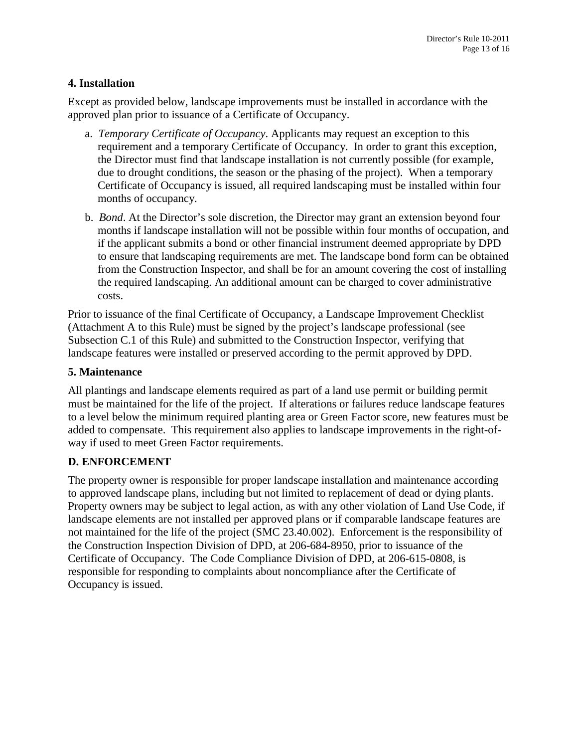### 4. Installation

Except as provided below, landscape improvements must be installed in accordance with the approved plan prior to issuance of a Certificate of Occupancy.

a. *Temporary Certificate of Occupancy*. Applicants may request an exception to this requirement and a temporary Certificate of Occupancy. In order to grant this exception, the Director must find that landscape installation is not currently possible (for example, due to drought conditions, the season or the phasing of the project). When a temporary Certificate of Occupancy is issued, all required landscaping must be installed within four months of occupancy.

b. *Bond*. At the Director's sole discretion, the Director may grant an extension beyond four months if landscape installation will not be possible within four months of occupation, and if the applicant submits a bond or other financial instrument deemed appropriate by DPD to ensure that landscaping requirements are met. The landscape bond form can be obtained from the Construction Inspector, and shall be for an amount covering the cost of installing the required landscaping. An additional amount can be charged to cover administrative costs.

Prior to issuance of the final Certificate of Occupancy, a Landscape Improvement Checklist (Attachment A to this Rule) must be signed by the project's landscape professional (see Subsection C.1 of this Rule) and submitted to the Construction Inspector, verifying that landscape features were installed or preserved according to the permit approved by DPD.

### 5. Maintenance

All plantings and landscape elements required as part of a land use permit or building permit must be maintained for the life of the project. If alterations or failures reduce landscape features to a level below the minimum required planting area or Green Factor score, new features must be added to compensate. This requirement also applies to landscape improvements in the right-of-way if used to meet Green Factor requirements.

## D. ENFORCEMENT

The property owner is responsible for proper landscape installation and maintenance according to approved landscape plans, including but not limited to replacement of dead or dying plants. Property owners may be subject to legal action, as with any other violation of Land Use Code, if landscape elements are not installed per approved plans or if comparable landscape features are not maintained for the life of the project (SMC 23.40.002). Enforcement is the responsibility of the Construction Inspection Division of DPD, at 206-684-8950, prior to issuance of the Certificate of Occupancy. The Code Compliance Division of DPD, at 206-615-0808, is responsible for responding to complaints about noncompliance after the Certificate of Occupancy is issued.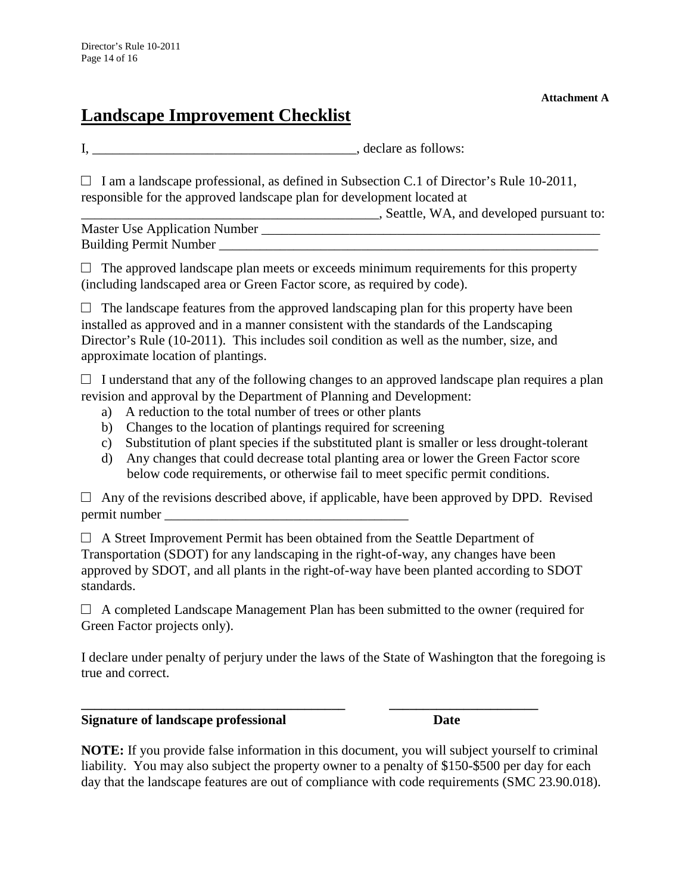**Attachment A**

# Landscape Improvement Checklist

I, _______________________________________, declare as follows:

☐ I am a landscape professional, as defined in Subsection C.1 of Director's Rule 10-2011, responsible for the approved landscape plan for development located at _____________________________________________, Seattle, WA, and developed pursuant to:
Master Use Application Number ____________________________________________________
Building Permit Number __________________________________________________________

☐ The approved landscape plan meets or exceeds minimum requirements for this property (including landscaped area or Green Factor score, as required by code).

☐ The landscape features from the approved landscaping plan for this property have been installed as approved and in a manner consistent with the standards of the Landscaping Director's Rule (10-2011). This includes soil condition as well as the number, size, and approximate location of plantings.

☐ I understand that any of the following changes to an approved landscape plan requires a plan revision and approval by the Department of Planning and Development:

a) A reduction to the total number of trees or other plants
b) Changes to the location of plantings required for screening
c) Substitution of plant species if the substituted plant is smaller or less drought-tolerant
d) Any changes that could decrease total planting area or lower the Green Factor score below code requirements, or otherwise fail to meet specific permit conditions.

☐ Any of the revisions described above, if applicable, have been approved by DPD. Revised permit number ____________________________________

☐ A Street Improvement Permit has been obtained from the Seattle Department of Transportation (SDOT) for any landscaping in the right-of-way, any changes have been approved by SDOT, and all plants in the right-of-way have been planted according to SDOT standards.

☐ A completed Landscape Management Plan has been submitted to the owner (required for Green Factor projects only).

I declare under penalty of perjury under the laws of the State of Washington that the foregoing is true and correct.

_______________________________________ ______________________
**Signature of landscape professional** **Date**

**NOTE:** If you provide false information in this document, you will subject yourself to criminal liability. You may also subject the property owner to a penalty of $150-$500 per day for each day that the landscape features are out of compliance with code requirements (SMC 23.90.018).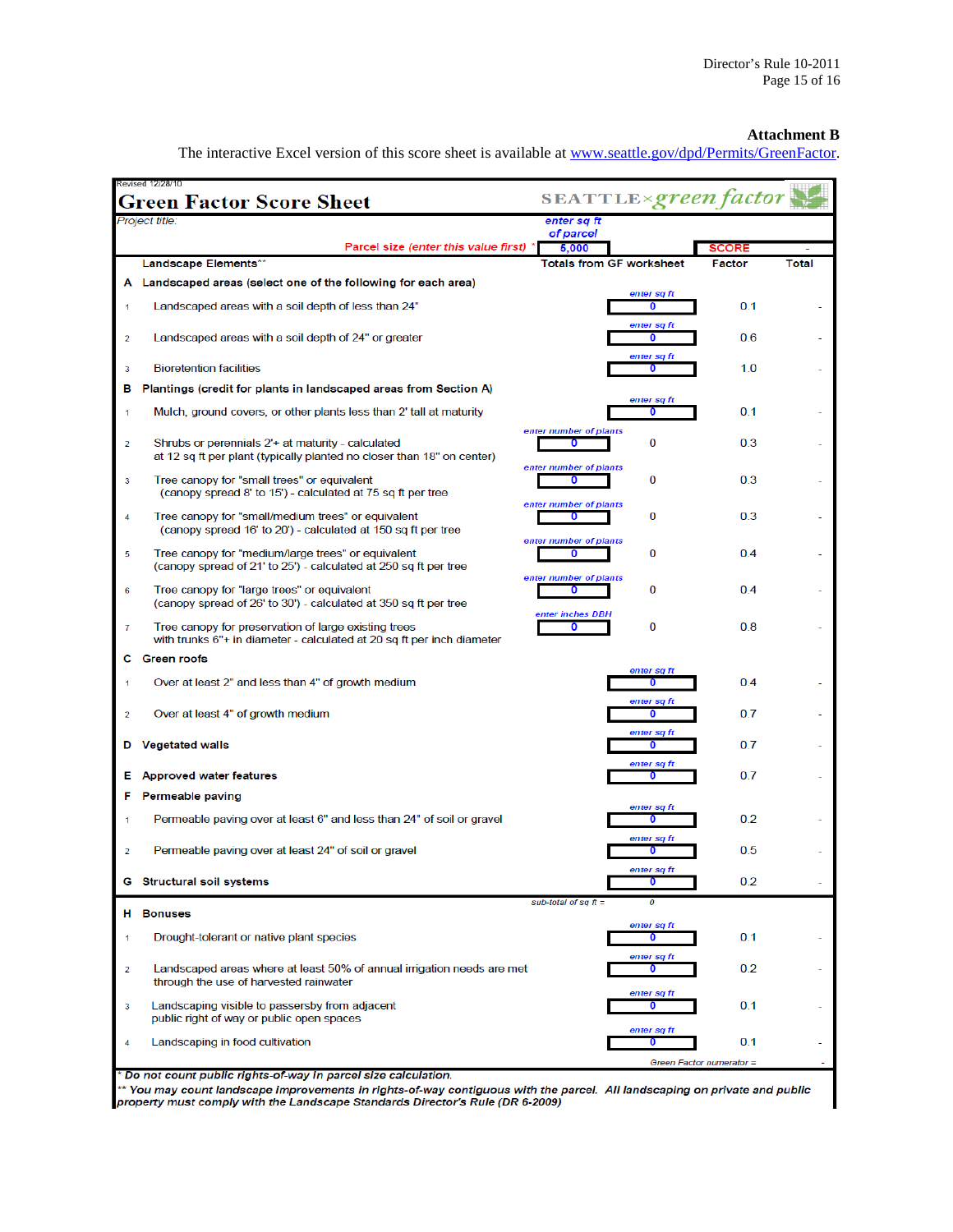## Attachment B

The interactive Excel version of this score sheet is available at www.seattle.gov/dpd/Permits/GreenFactor.

Revised 12/28/10

# Green Factor Score Sheet

SEATTLE×green factor

Project title:

| | Landscape Elements** | | Totals from GF worksheet | Factor | Total |
|---|---|---|---|---|---|
| | Parcel size (enter this value first) * | enter sq ft of parcel: 5,000 | | SCORE | - |
| **A** | **Landscaped areas (select one of the following for each area)** | | | | |
| 1 | Landscaped areas with a soil depth of less than 24" | | enter sq ft: 0 | 0.1 | - |
| 2 | Landscaped areas with a soil depth of 24" or greater | | enter sq ft: 0 | 0.6 | - |
| 3 | Bioretention facilities | | enter sq ft: 0 | 1.0 | - |
| **B** | **Plantings (credit for plants in landscaped areas from Section A)** | | | | |
| 1 | Mulch, ground covers, or other plants less than 2' tall at maturity | | enter sq ft: 0 | 0.1 | - |
| 2 | Shrubs or perennials 2'+ at maturity - calculated at 12 sq ft per plant (typically planted no closer than 18" on center) | enter number of plants: 0 | 0 | 0.3 | - |
| 3 | Tree canopy for "small trees" or equivalent (canopy spread 8' to 15') - calculated at 75 sq ft per tree | enter number of plants: 0 | 0 | 0.3 | - |
| 4 | Tree canopy for "small/medium trees" or equivalent (canopy spread 16' to 20') - calculated at 150 sq ft per tree | enter number of plants: 0 | 0 | 0.3 | - |
| 5 | Tree canopy for "medium/large trees" or equivalent (canopy spread of 21' to 25') - calculated at 250 sq ft per tree | enter number of plants: 0 | 0 | 0.4 | - |
| 6 | Tree canopy for "large trees" or equivalent (canopy spread of 26' to 30') - calculated at 350 sq ft per tree | enter number of plants: 0 | 0 | 0.4 | - |
| 7 | Tree canopy for preservation of large existing trees with trunks 6"+ in diameter - calculated at 20 sq ft per inch diameter | enter inches DBH: 0 | 0 | 0.8 | - |
| **C** | **Green roofs** | | | | |
| 1 | Over at least 2" and less than 4" of growth medium | | enter sq ft: 0 | 0.4 | - |
| 2 | Over at least 4" of growth medium | | enter sq ft: 0 | 0.7 | - |
| **D** | **Vegetated walls** | | enter sq ft: 0 | 0.7 | - |
| **E** | **Approved water features** | | enter sq ft: 0 | 0.7 | - |
| **F** | **Permeable paving** | | | | |
| 1 | Permeable paving over at least 6" and less than 24" of soil or gravel | | enter sq ft: 0 | 0.2 | - |
| 2 | Permeable paving over at least 24" of soil or gravel | | enter sq ft: 0 | 0.5 | - |
| **G** | **Structural soil systems** | | enter sq ft: 0 | 0.2 | - |
| | | sub-total of sq ft = | 0 | | |
| **H** | **Bonuses** | | | | |
| 1 | Drought-tolerant or native plant species | | enter sq ft: 0 | 0.1 | - |
| 2 | Landscaped areas where at least 50% of annual irrigation needs are met through the use of harvested rainwater | | enter sq ft: 0 | 0.2 | - |
| 3 | Landscaping visible to passersby from adjacent public right of way or public open spaces | | enter sq ft: 0 | 0.1 | - |
| 4 | Landscaping in food cultivation | | enter sq ft: 0 | 0.1 | - |
| | | | | Green Factor numerator = | - |

*\* Do not count public rights-of-way in parcel size calculation.*

*\*\* You may count landscape improvements in rights-of-way contiguous with the parcel. All landscaping on private and public property must comply with the Landscape Standards Director's Rule (DR 6-2009)*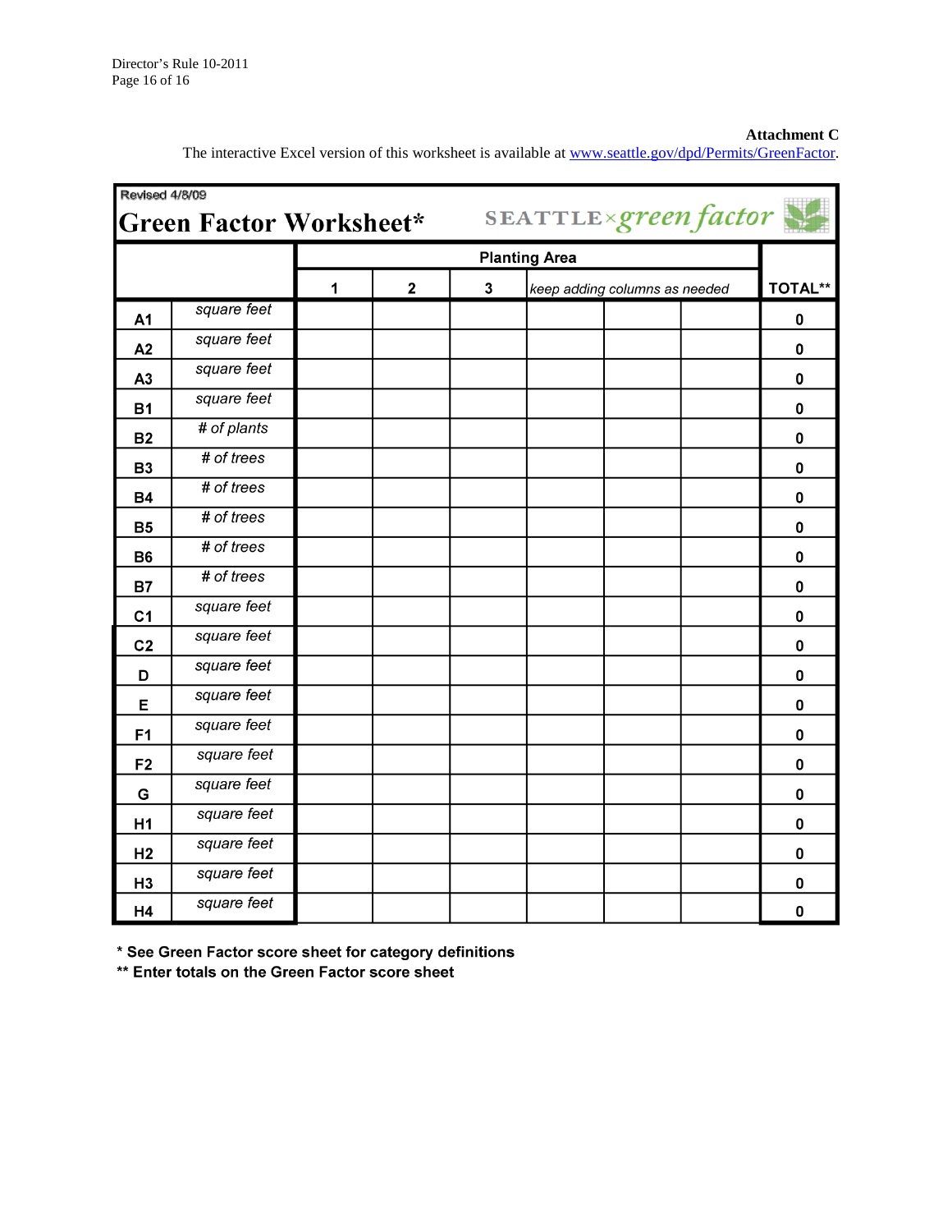**Attachment C**

The interactive Excel version of this worksheet is available at www.seattle.gov/dpd/Permits/GreenFactor.

Revised 4/8/09

# Green Factor Worksheet*

SEATTLE × green factor

| | | Planting Area | | | | | | |
|---|---|---|---|---|---|---|---|---|
| | | 1 | 2 | 3 | *keep adding columns as needed* | | | TOTAL** |
| A1 | *square feet* | | | | | | | 0 |
| A2 | *square feet* | | | | | | | 0 |
| A3 | *square feet* | | | | | | | 0 |
| B1 | *square feet* | | | | | | | 0 |
| B2 | *# of plants* | | | | | | | 0 |
| B3 | *# of trees* | | | | | | | 0 |
| B4 | *# of trees* | | | | | | | 0 |
| B5 | *# of trees* | | | | | | | 0 |
| B6 | *# of trees* | | | | | | | 0 |
| B7 | *# of trees* | | | | | | | 0 |
| C1 | *square feet* | | | | | | | 0 |
| C2 | *square feet* | | | | | | | 0 |
| D | *square feet* | | | | | | | 0 |
| E | *square feet* | | | | | | | 0 |
| F1 | *square feet* | | | | | | | 0 |
| F2 | *square feet* | | | | | | | 0 |
| G | *square feet* | | | | | | | 0 |
| H1 | *square feet* | | | | | | | 0 |
| H2 | *square feet* | | | | | | | 0 |
| H3 | *square feet* | | | | | | | 0 |
| H4 | *square feet* | | | | | | | 0 |

**\* See Green Factor score sheet for category definitions**
**\*\* Enter totals on the Green Factor score sheet**